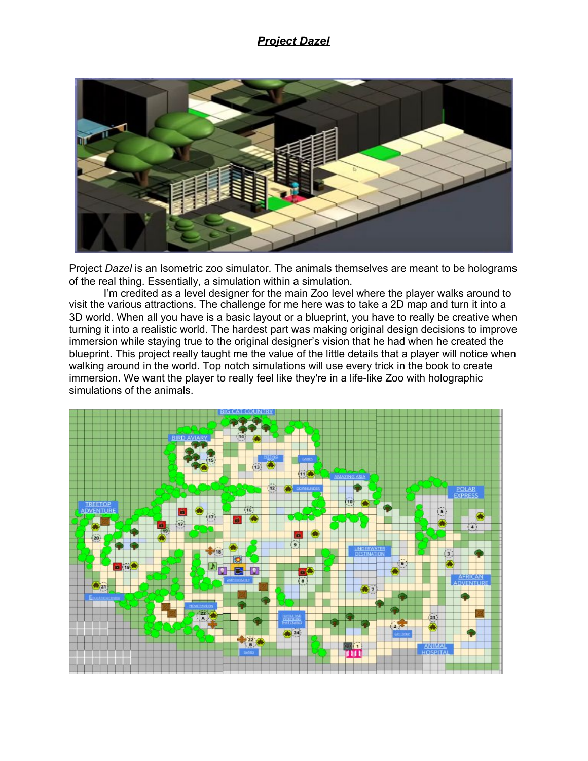# ***Project Dazel***

Project *Dazel* is an Isometric zoo simulator. The animals themselves are meant to be holograms of the real thing. Essentially, a simulation within a simulation.

I'm credited as a level designer for the main Zoo level where the player walks around to visit the various attractions. The challenge for me here was to take a 2D map and turn it into a 3D world. When all you have is a basic layout or a blueprint, you have to really be creative when turning it into a realistic world. The hardest part was making original design decisions to improve immersion while staying true to the original designer's vision that he had when he created the blueprint. This project really taught me the value of the little details that a player will notice when walking around in the world. Top notch simulations will use every trick in the book to create immersion. We want the player to really feel like they're in a life-like Zoo with holographic simulations of the animals.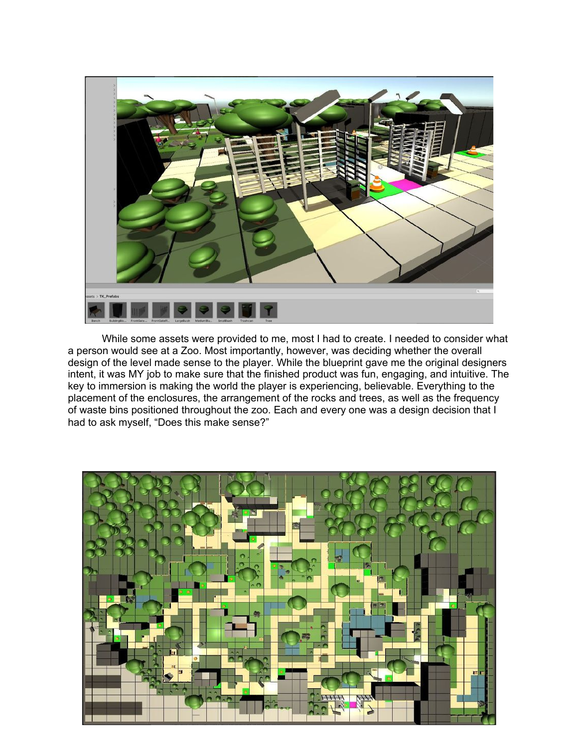While some assets were provided to me, most I had to create. I needed to consider what a person would see at a Zoo. Most importantly, however, was deciding whether the overall design of the level made sense to the player. While the blueprint gave me the original designers intent, it was MY job to make sure that the finished product was fun, engaging, and intuitive. The key to immersion is making the world the player is experiencing, believable. Everything to the placement of the enclosures, the arrangement of the rocks and trees, as well as the frequency of waste bins positioned throughout the zoo. Each and every one was a design decision that I had to ask myself, "Does this make sense?"